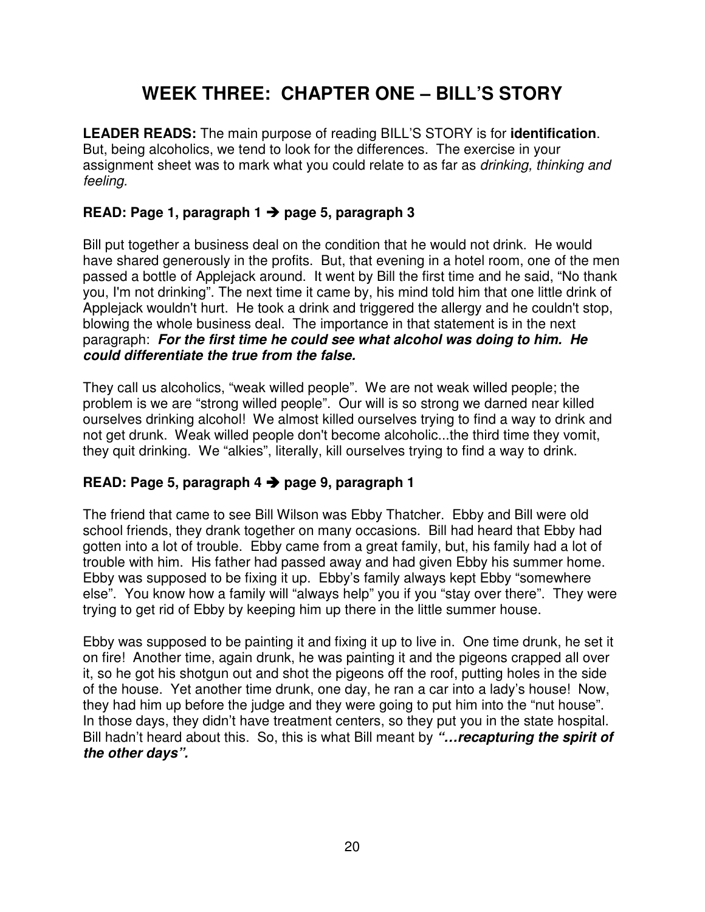# WEEK THREE: CHAPTER ONE – BILL'S STORY

**LEADER READS:** The main purpose of reading BILL'S STORY is for **identification**. But, being alcoholics, we tend to look for the differences. The exercise in your assignment sheet was to mark what you could relate to as far as *drinking, thinking and feeling.*

**READ: Page 1, paragraph 1 ➔ page 5, paragraph 3**

Bill put together a business deal on the condition that he would not drink. He would have shared generously in the profits. But, that evening in a hotel room, one of the men passed a bottle of Applejack around. It went by Bill the first time and he said, "No thank you, I'm not drinking". The next time it came by, his mind told him that one little drink of Applejack wouldn't hurt. He took a drink and triggered the allergy and he couldn't stop, blowing the whole business deal. The importance in that statement is in the next paragraph: ***For the first time he could see what alcohol was doing to him. He could differentiate the true from the false.***

They call us alcoholics, "weak willed people". We are not weak willed people; the problem is we are "strong willed people". Our will is so strong we darned near killed ourselves drinking alcohol! We almost killed ourselves trying to find a way to drink and not get drunk. Weak willed people don't become alcoholic...the third time they vomit, they quit drinking. We "alkies", literally, kill ourselves trying to find a way to drink.

**READ: Page 5, paragraph 4 ➔ page 9, paragraph 1**

The friend that came to see Bill Wilson was Ebby Thatcher. Ebby and Bill were old school friends, they drank together on many occasions. Bill had heard that Ebby had gotten into a lot of trouble. Ebby came from a great family, but, his family had a lot of trouble with him. His father had passed away and had given Ebby his summer home. Ebby was supposed to be fixing it up. Ebby's family always kept Ebby "somewhere else". You know how a family will "always help" you if you "stay over there". They were trying to get rid of Ebby by keeping him up there in the little summer house.

Ebby was supposed to be painting it and fixing it up to live in. One time drunk, he set it on fire! Another time, again drunk, he was painting it and the pigeons crapped all over it, so he got his shotgun out and shot the pigeons off the roof, putting holes in the side of the house. Yet another time drunk, one day, he ran a car into a lady's house! Now, they had him up before the judge and they were going to put him into the "nut house". In those days, they didn't have treatment centers, so they put you in the state hospital. Bill hadn't heard about this. So, this is what Bill meant by ***"…recapturing the spirit of the other days".***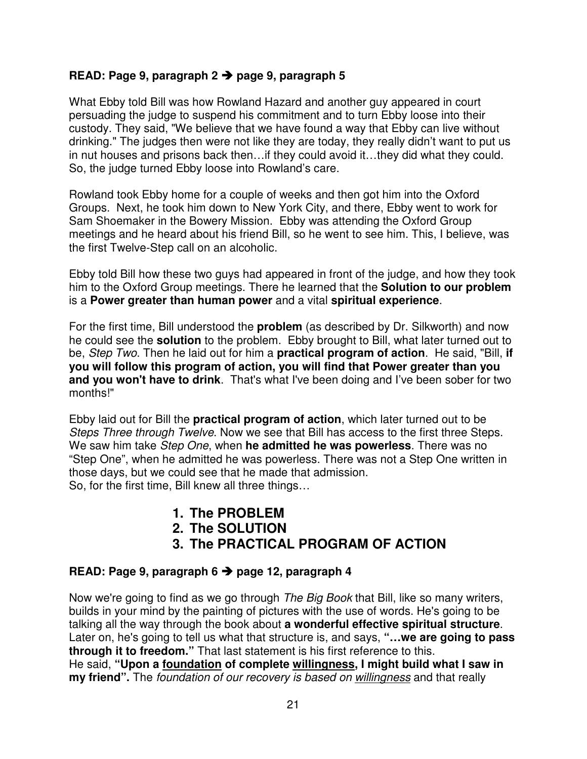**READ: Page 9, paragraph 2 ➔ page 9, paragraph 5**

What Ebby told Bill was how Rowland Hazard and another guy appeared in court persuading the judge to suspend his commitment and to turn Ebby loose into their custody. They said, "We believe that we have found a way that Ebby can live without drinking." The judges then were not like they are today, they really didn't want to put us in nut houses and prisons back then…if they could avoid it…they did what they could. So, the judge turned Ebby loose into Rowland's care.

Rowland took Ebby home for a couple of weeks and then got him into the Oxford Groups. Next, he took him down to New York City, and there, Ebby went to work for Sam Shoemaker in the Bowery Mission. Ebby was attending the Oxford Group meetings and he heard about his friend Bill, so he went to see him. This, I believe, was the first Twelve-Step call on an alcoholic.

Ebby told Bill how these two guys had appeared in front of the judge, and how they took him to the Oxford Group meetings. There he learned that the **Solution to our problem** is a **Power greater than human power** and a vital **spiritual experience**.

For the first time, Bill understood the **problem** (as described by Dr. Silkworth) and now he could see the **solution** to the problem. Ebby brought to Bill, what later turned out to be, *Step Two*. Then he laid out for him a **practical program of action**. He said, "Bill, **if you will follow this program of action, you will find that Power greater than you and you won't have to drink**. That's what I've been doing and I've been sober for two months!"

Ebby laid out for Bill the **practical program of action**, which later turned out to be *Steps Three through Twelve*. Now we see that Bill has access to the first three Steps. We saw him take *Step One*, when **he admitted he was powerless**. There was no "Step One", when he admitted he was powerless. There was not a Step One written in those days, but we could see that he made that admission.
So, for the first time, Bill knew all three things…

1. **The PROBLEM**
2. **The SOLUTION**
3. **The PRACTICAL PROGRAM OF ACTION**

**READ: Page 9, paragraph 6 ➔ page 12, paragraph 4**

Now we're going to find as we go through *The Big Book* that Bill, like so many writers, builds in your mind by the painting of pictures with the use of words. He's going to be talking all the way through the book about **a wonderful effective spiritual structure**. Later on, he's going to tell us what that structure is, and says, **"…we are going to pass through it to freedom."** That last statement is his first reference to this.
He said, **"Upon a <u>foundation</u> of complete <u>willingness</u>, I might build what I saw in my friend".** The *foundation of our recovery is based on <u>willingness</u>* and that really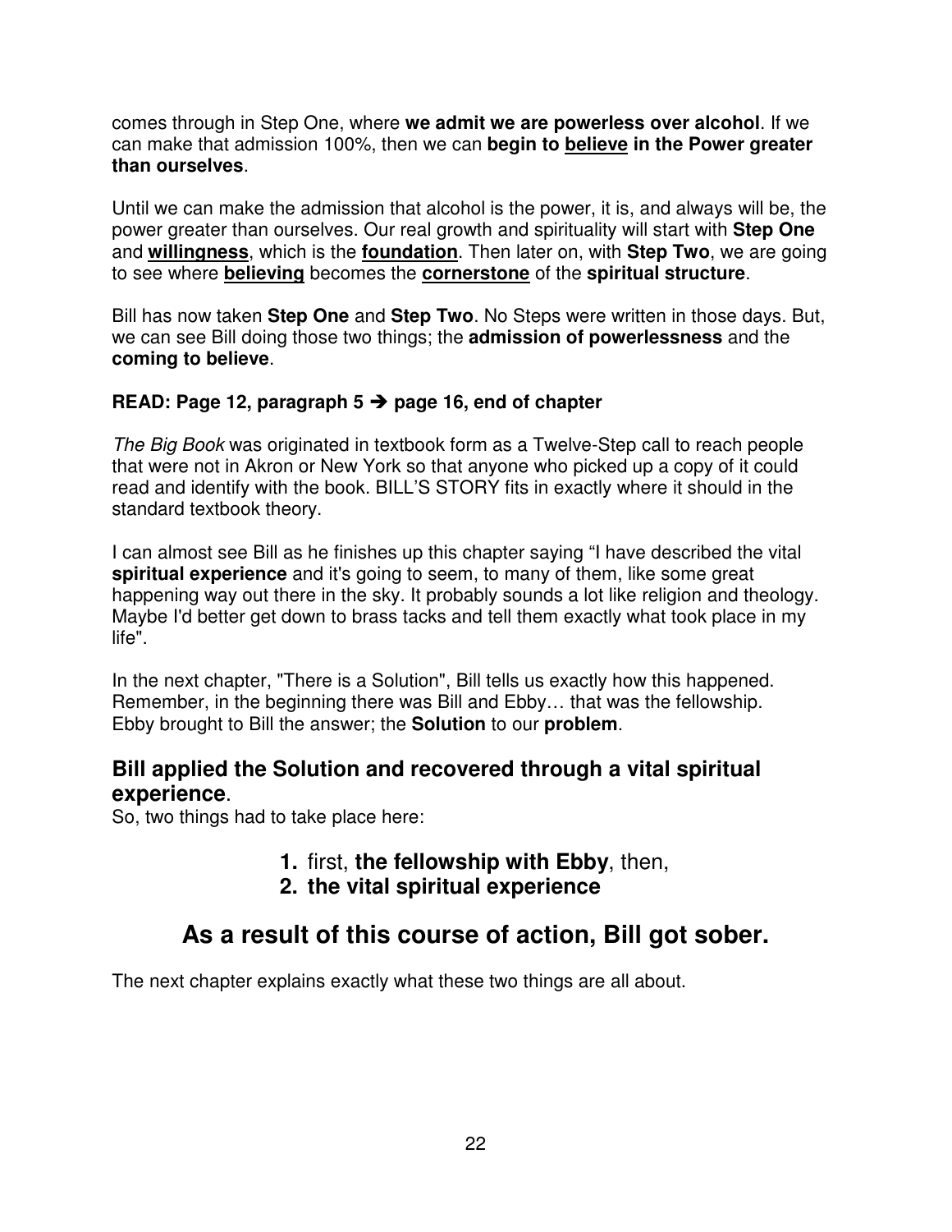comes through in Step One, where **we admit we are powerless over alcohol**. If we can make that admission 100%, then we can **begin to <u>believe</u> in the Power greater than ourselves**.

Until we can make the admission that alcohol is the power, it is, and always will be, the power greater than ourselves. Our real growth and spirituality will start with **Step One** and **<u>willingness</u>**, which is the **<u>foundation</u>**. Then later on, with **Step Two**, we are going to see where **<u>believing</u>** becomes the **<u>cornerstone</u>** of the **spiritual structure**.

Bill has now taken **Step One** and **Step Two**. No Steps were written in those days. But, we can see Bill doing those two things; the **admission of powerlessness** and the **coming to believe**.

**READ: Page 12, paragraph 5 ➔ page 16, end of chapter**

*The Big Book* was originated in textbook form as a Twelve-Step call to reach people that were not in Akron or New York so that anyone who picked up a copy of it could read and identify with the book. BILL'S STORY fits in exactly where it should in the standard textbook theory.

I can almost see Bill as he finishes up this chapter saying "I have described the vital **spiritual experience** and it's going to seem, to many of them, like some great happening way out there in the sky. It probably sounds a lot like religion and theology. Maybe I'd better get down to brass tacks and tell them exactly what took place in my life".

In the next chapter, "There is a Solution", Bill tells us exactly how this happened. Remember, in the beginning there was Bill and Ebby… that was the fellowship. Ebby brought to Bill the answer; the **Solution** to our **problem**.

### Bill applied the Solution and recovered through a vital spiritual experience.

So, two things had to take place here:

1. first, **the fellowship with Ebby**, then,
2. **the vital spiritual experience**

## As a result of this course of action, Bill got sober.

The next chapter explains exactly what these two things are all about.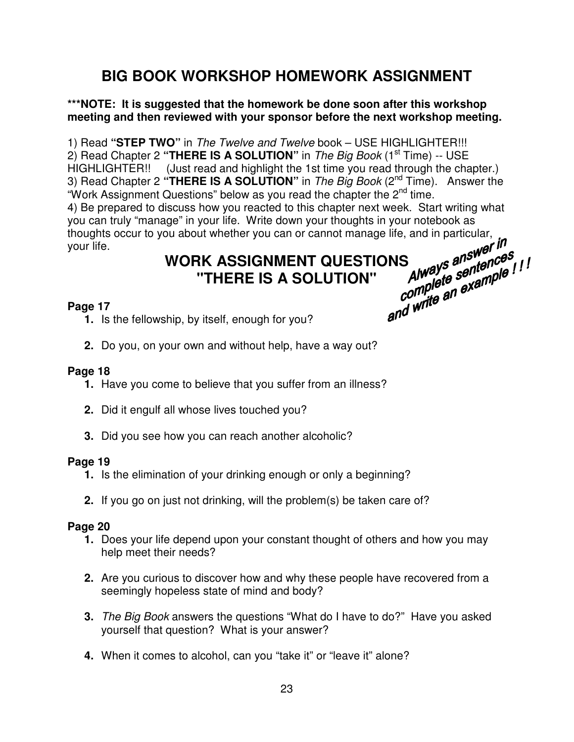# BIG BOOK WORKSHOP HOMEWORK ASSIGNMENT

**\*\*\*NOTE: It is suggested that the homework be done soon after this workshop meeting and then reviewed with your sponsor before the next workshop meeting.**

1) Read **"STEP TWO"** in *The Twelve and Twelve* book – USE HIGHLIGHTER!!!
2) Read Chapter 2 **"THERE IS A SOLUTION"** in *The Big Book* (1st Time) -- USE HIGHLIGHTER!! (Just read and highlight the 1st time you read through the chapter.)
3) Read Chapter 2 **"THERE IS A SOLUTION"** in *The Big Book* (2nd Time). Answer the "Work Assignment Questions" below as you read the chapter the 2nd time.
4) Be prepared to discuss how you reacted to this chapter next week. Start writing what you can truly "manage" in your life. Write down your thoughts in your notebook as thoughts occur to you about whether you can or cannot manage life, and in particular, your life.

## WORK ASSIGNMENT QUESTIONS
## "THERE IS A SOLUTION"

***Always answer in complete sentences and write an example ! ! !***

**Page 17**

1. Is the fellowship, by itself, enough for you?
2. Do you, on your own and without help, have a way out?

**Page 18**

1. Have you come to believe that you suffer from an illness?
2. Did it engulf all whose lives touched you?
3. Did you see how you can reach another alcoholic?

**Page 19**

1. Is the elimination of your drinking enough or only a beginning?
2. If you go on just not drinking, will the problem(s) be taken care of?

**Page 20**

1. Does your life depend upon your constant thought of others and how you may help meet their needs?
2. Are you curious to discover how and why these people have recovered from a seemingly hopeless state of mind and body?
3. *The Big Book* answers the questions "What do I have to do?" Have you asked yourself that question? What is your answer?
4. When it comes to alcohol, can you "take it" or "leave it" alone?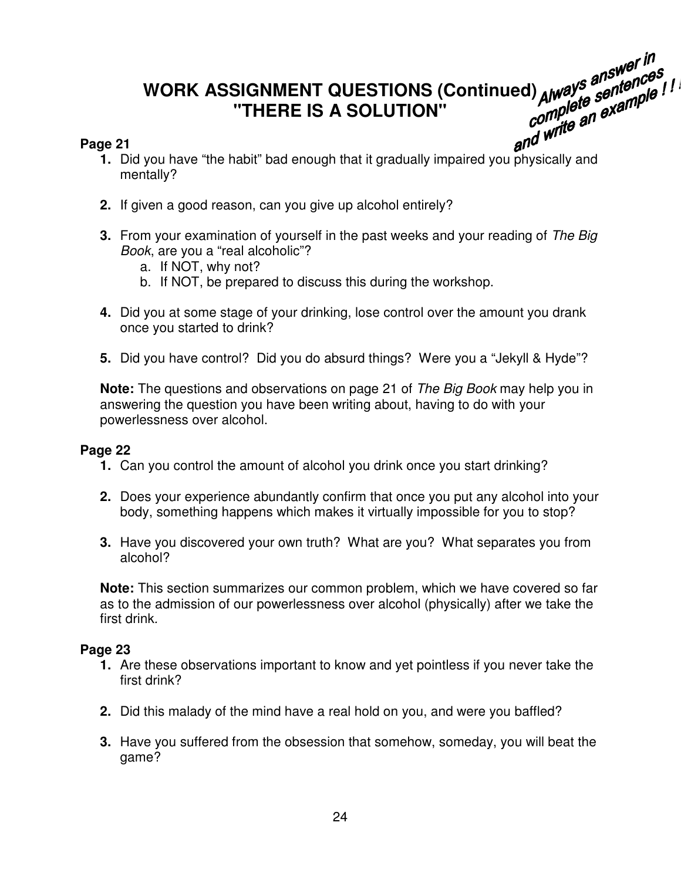# WORK ASSIGNMENT QUESTIONS (Continued)
# "THERE IS A SOLUTION"

**Always answer in complete sentences and write an example ! ! !**

**Page 21**

1. Did you have "the habit" bad enough that it gradually impaired you physically and mentally?

2. If given a good reason, can you give up alcohol entirely?

3. From your examination of yourself in the past weeks and your reading of *The Big Book*, are you a "real alcoholic"?
   a. If NOT, why not?
   b. If NOT, be prepared to discuss this during the workshop.

4. Did you at some stage of your drinking, lose control over the amount you drank once you started to drink?

5. Did you have control? Did you do absurd things? Were you a "Jekyll & Hyde"?

**Note:** The questions and observations on page 21 of *The Big Book* may help you in answering the question you have been writing about, having to do with your powerlessness over alcohol.

**Page 22**

1. Can you control the amount of alcohol you drink once you start drinking?

2. Does your experience abundantly confirm that once you put any alcohol into your body, something happens which makes it virtually impossible for you to stop?

3. Have you discovered your own truth? What are you? What separates you from alcohol?

**Note:** This section summarizes our common problem, which we have covered so far as to the admission of our powerlessness over alcohol (physically) after we take the first drink.

**Page 23**

1. Are these observations important to know and yet pointless if you never take the first drink?

2. Did this malady of the mind have a real hold on you, and were you baffled?

3. Have you suffered from the obsession that somehow, someday, you will beat the game?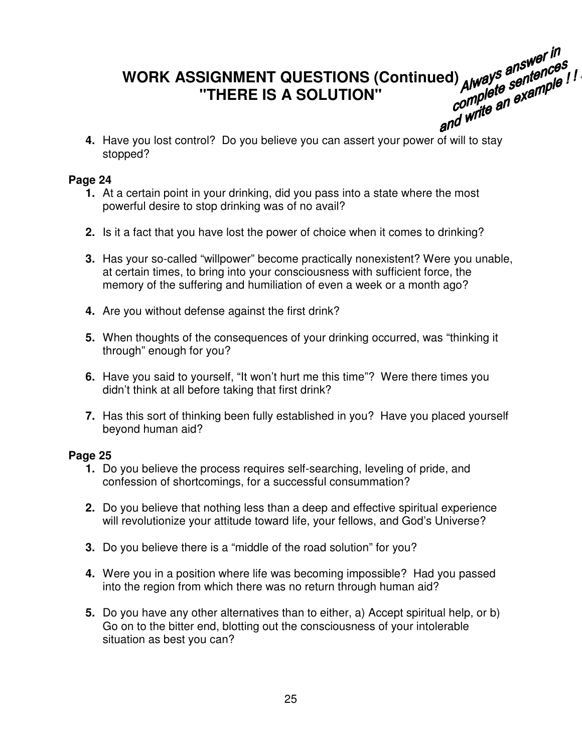# WORK ASSIGNMENT QUESTIONS (Continued)
# "THERE IS A SOLUTION"

***Always answer in complete sentences and write an example ! !***

4. Have you lost control? Do you believe you can assert your power of will to stay stopped?

**Page 24**

1. At a certain point in your drinking, did you pass into a state where the most powerful desire to stop drinking was of no avail?

2. Is it a fact that you have lost the power of choice when it comes to drinking?

3. Has your so-called "willpower" become practically nonexistent? Were you unable, at certain times, to bring into your consciousness with sufficient force, the memory of the suffering and humiliation of even a week or a month ago?

4. Are you without defense against the first drink?

5. When thoughts of the consequences of your drinking occurred, was "thinking it through" enough for you?

6. Have you said to yourself, "It won't hurt me this time"? Were there times you didn't think at all before taking that first drink?

7. Has this sort of thinking been fully established in you? Have you placed yourself beyond human aid?

**Page 25**

1. Do you believe the process requires self-searching, leveling of pride, and confession of shortcomings, for a successful consummation?

2. Do you believe that nothing less than a deep and effective spiritual experience will revolutionize your attitude toward life, your fellows, and God's Universe?

3. Do you believe there is a "middle of the road solution" for you?

4. Were you in a position where life was becoming impossible? Had you passed into the region from which there was no return through human aid?

5. Do you have any other alternatives than to either, a) Accept spiritual help, or b) Go on to the bitter end, blotting out the consciousness of your intolerable situation as best you can?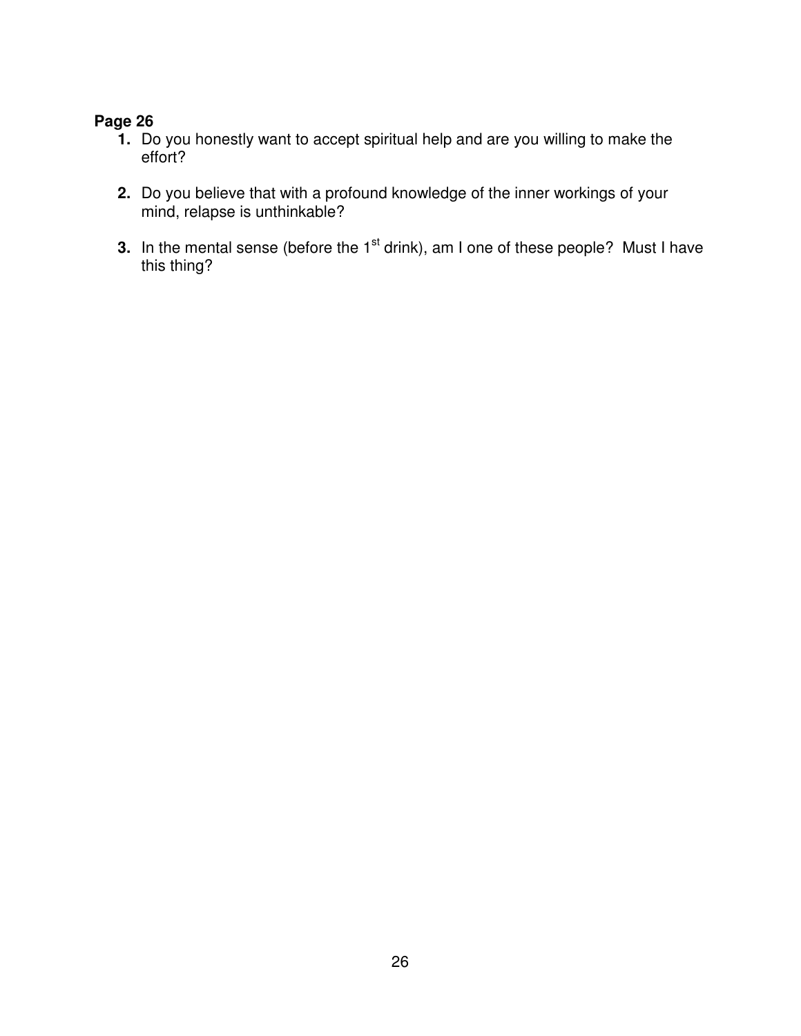**Page 26**

1. Do you honestly want to accept spiritual help and are you willing to make the effort?

2. Do you believe that with a profound knowledge of the inner workings of your mind, relapse is unthinkable?

3. In the mental sense (before the 1st drink), am I one of these people? Must I have this thing?